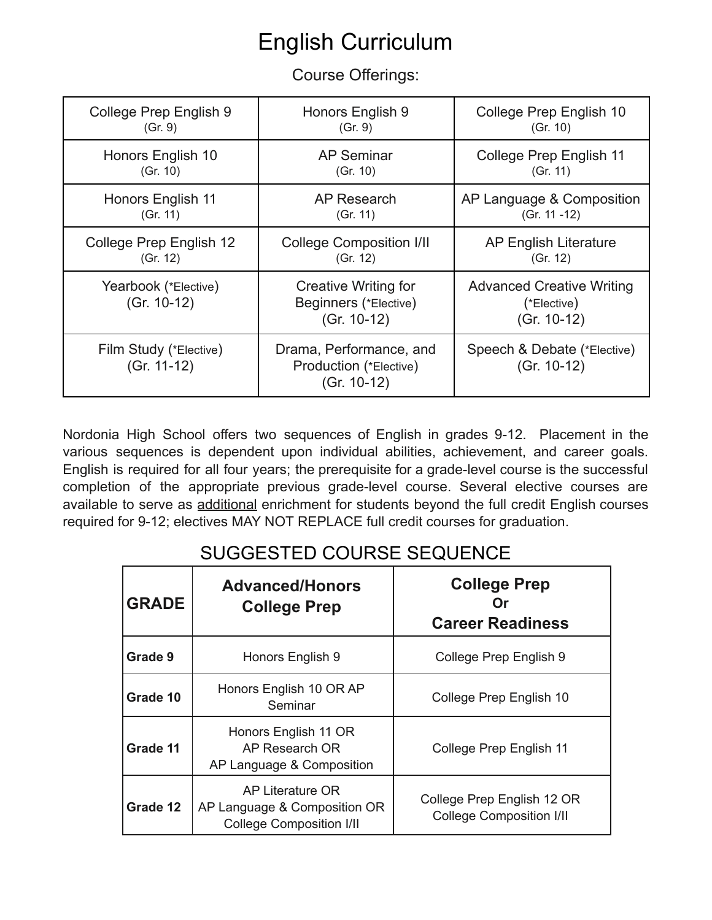# English Curriculum

Course Offerings:

| | | |
|---|---|---|
| College Prep English 9 (Gr. 9) | Honors English 9 (Gr. 9) | College Prep English 10 (Gr. 10) |
| Honors English 10 (Gr. 10) | AP Seminar (Gr. 10) | College Prep English 11 (Gr. 11) |
| Honors English 11 (Gr. 11) | AP Research (Gr. 11) | AP Language & Composition (Gr. 11 -12) |
| College Prep English 12 (Gr. 12) | College Composition I/II (Gr. 12) | AP English Literature (Gr. 12) |
| Yearbook (*Elective) (Gr. 10-12) | Creative Writing for Beginners (*Elective) (Gr. 10-12) | Advanced Creative Writing (*Elective) (Gr. 10-12) |
| Film Study (*Elective) (Gr. 11-12) | Drama, Performance, and Production (*Elective) (Gr. 10-12) | Speech & Debate (*Elective) (Gr. 10-12) |

Nordonia High School offers two sequences of English in grades 9-12. Placement in the various sequences is dependent upon individual abilities, achievement, and career goals. English is required for all four years; the prerequisite for a grade-level course is the successful completion of the appropriate previous grade-level course. Several elective courses are available to serve as additional enrichment for students beyond the full credit English courses required for 9-12; electives MAY NOT REPLACE full credit courses for graduation.

## SUGGESTED COURSE SEQUENCE

| GRADE | Advanced/Honors College Prep | College Prep Or Career Readiness |
|---|---|---|
| **Grade 9** | Honors English 9 | College Prep English 9 |
| **Grade 10** | Honors English 10 OR AP Seminar | College Prep English 10 |
| **Grade 11** | Honors English 11 OR AP Research OR AP Language & Composition | College Prep English 11 |
| **Grade 12** | AP Literature OR AP Language & Composition OR College Composition I/II | College Prep English 12 OR College Composition I/II |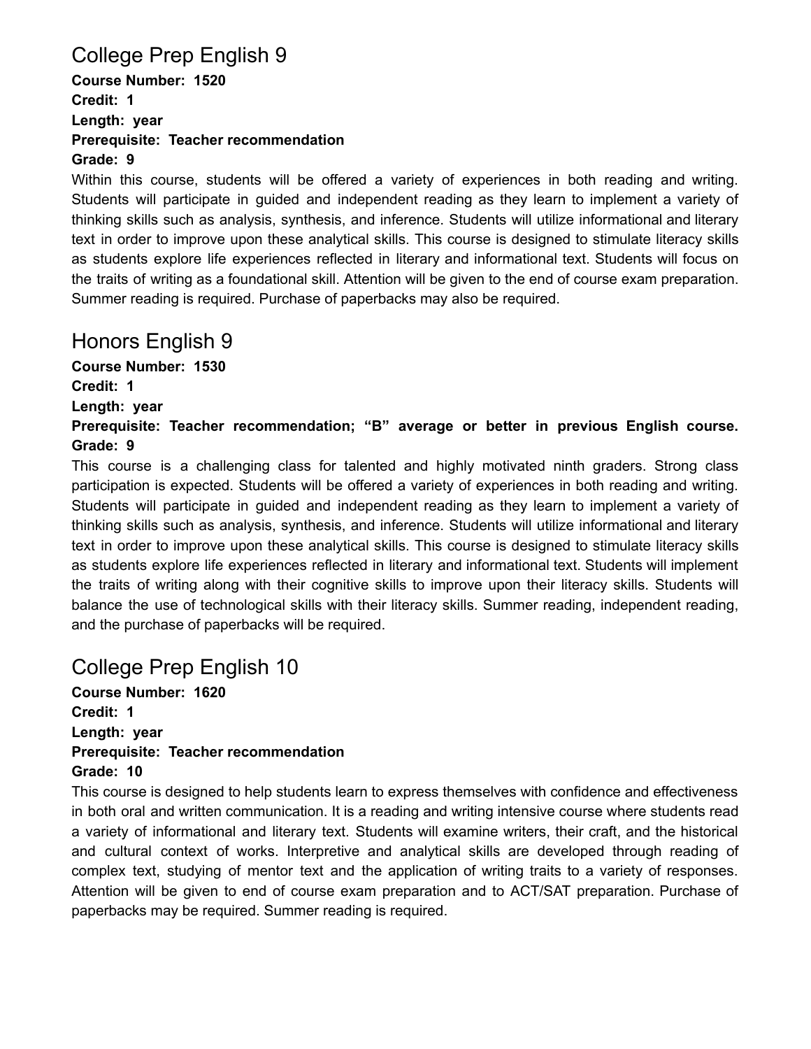## College Prep English 9

**Course Number: 1520**
**Credit: 1**
**Length: year**
**Prerequisite: Teacher recommendation**
**Grade: 9**

Within this course, students will be offered a variety of experiences in both reading and writing. Students will participate in guided and independent reading as they learn to implement a variety of thinking skills such as analysis, synthesis, and inference. Students will utilize informational and literary text in order to improve upon these analytical skills. This course is designed to stimulate literacy skills as students explore life experiences reflected in literary and informational text. Students will focus on the traits of writing as a foundational skill. Attention will be given to the end of course exam preparation. Summer reading is required. Purchase of paperbacks may also be required.

## Honors English 9

**Course Number: 1530**
**Credit: 1**
**Length: year**
**Prerequisite: Teacher recommendation; "B" average or better in previous English course.**
**Grade: 9**

This course is a challenging class for talented and highly motivated ninth graders. Strong class participation is expected. Students will be offered a variety of experiences in both reading and writing. Students will participate in guided and independent reading as they learn to implement a variety of thinking skills such as analysis, synthesis, and inference. Students will utilize informational and literary text in order to improve upon these analytical skills. This course is designed to stimulate literacy skills as students explore life experiences reflected in literary and informational text. Students will implement the traits of writing along with their cognitive skills to improve upon their literacy skills. Students will balance the use of technological skills with their literacy skills. Summer reading, independent reading, and the purchase of paperbacks will be required.

## College Prep English 10

**Course Number: 1620**
**Credit: 1**
**Length: year**
**Prerequisite: Teacher recommendation**
**Grade: 10**

This course is designed to help students learn to express themselves with confidence and effectiveness in both oral and written communication. It is a reading and writing intensive course where students read a variety of informational and literary text. Students will examine writers, their craft, and the historical and cultural context of works. Interpretive and analytical skills are developed through reading of complex text, studying of mentor text and the application of writing traits to a variety of responses. Attention will be given to end of course exam preparation and to ACT/SAT preparation. Purchase of paperbacks may be required. Summer reading is required.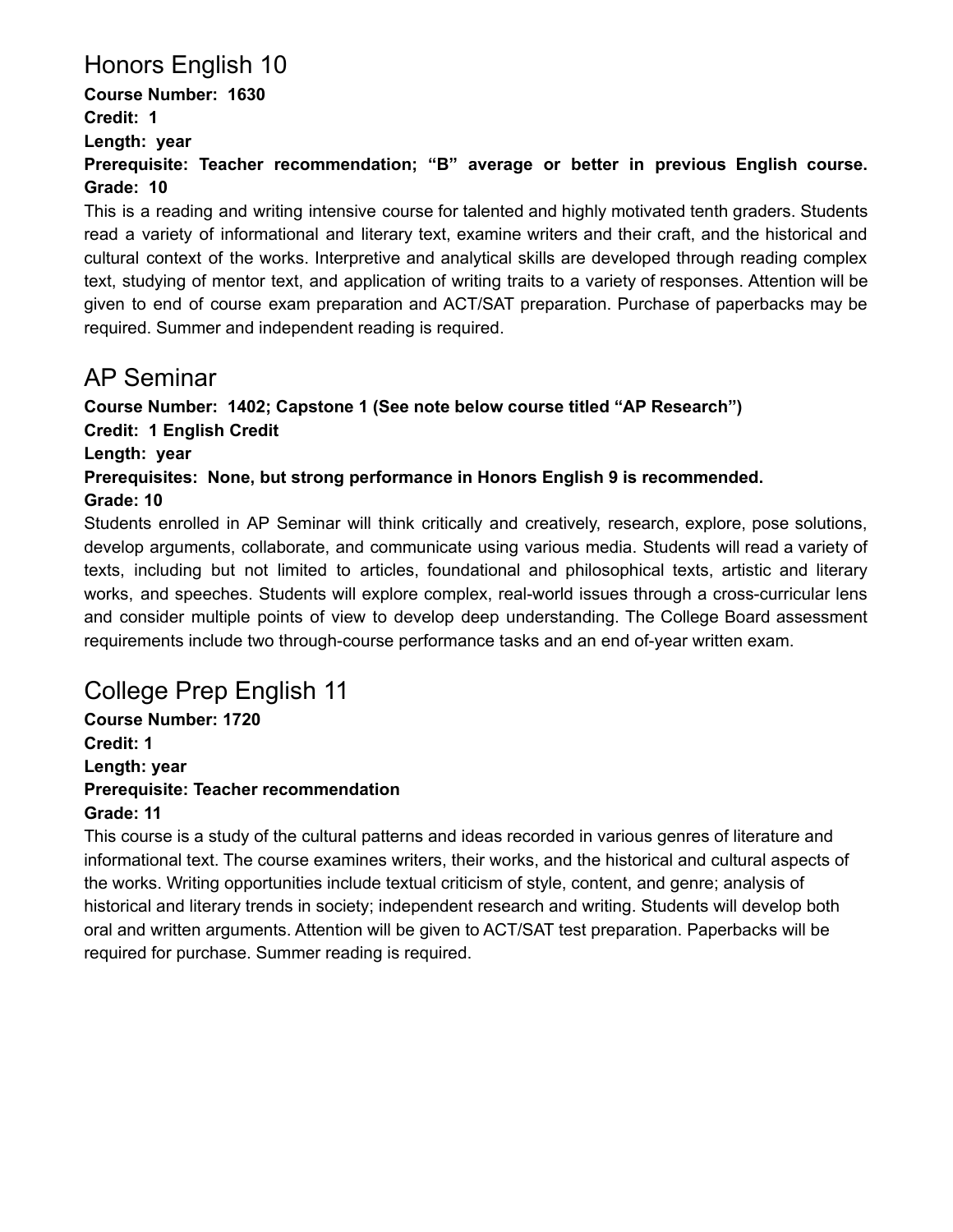## Honors English 10

**Course Number: 1630**
**Credit: 1**
**Length: year**
**Prerequisite: Teacher recommendation; "B" average or better in previous English course.**
**Grade: 10**

This is a reading and writing intensive course for talented and highly motivated tenth graders. Students read a variety of informational and literary text, examine writers and their craft, and the historical and cultural context of the works. Interpretive and analytical skills are developed through reading complex text, studying of mentor text, and application of writing traits to a variety of responses. Attention will be given to end of course exam preparation and ACT/SAT preparation. Purchase of paperbacks may be required. Summer and independent reading is required.

## AP Seminar

**Course Number: 1402; Capstone 1 (See note below course titled "AP Research")**
**Credit: 1 English Credit**
**Length: year**
**Prerequisites: None, but strong performance in Honors English 9 is recommended.**
**Grade: 10**

Students enrolled in AP Seminar will think critically and creatively, research, explore, pose solutions, develop arguments, collaborate, and communicate using various media. Students will read a variety of texts, including but not limited to articles, foundational and philosophical texts, artistic and literary works, and speeches. Students will explore complex, real-world issues through a cross-curricular lens and consider multiple points of view to develop deep understanding. The College Board assessment requirements include two through-course performance tasks and an end of-year written exam.

## College Prep English 11

**Course Number: 1720**
**Credit: 1**
**Length: year**
**Prerequisite: Teacher recommendation**
**Grade: 11**

This course is a study of the cultural patterns and ideas recorded in various genres of literature and informational text. The course examines writers, their works, and the historical and cultural aspects of the works. Writing opportunities include textual criticism of style, content, and genre; analysis of historical and literary trends in society; independent research and writing. Students will develop both oral and written arguments. Attention will be given to ACT/SAT test preparation. Paperbacks will be required for purchase. Summer reading is required.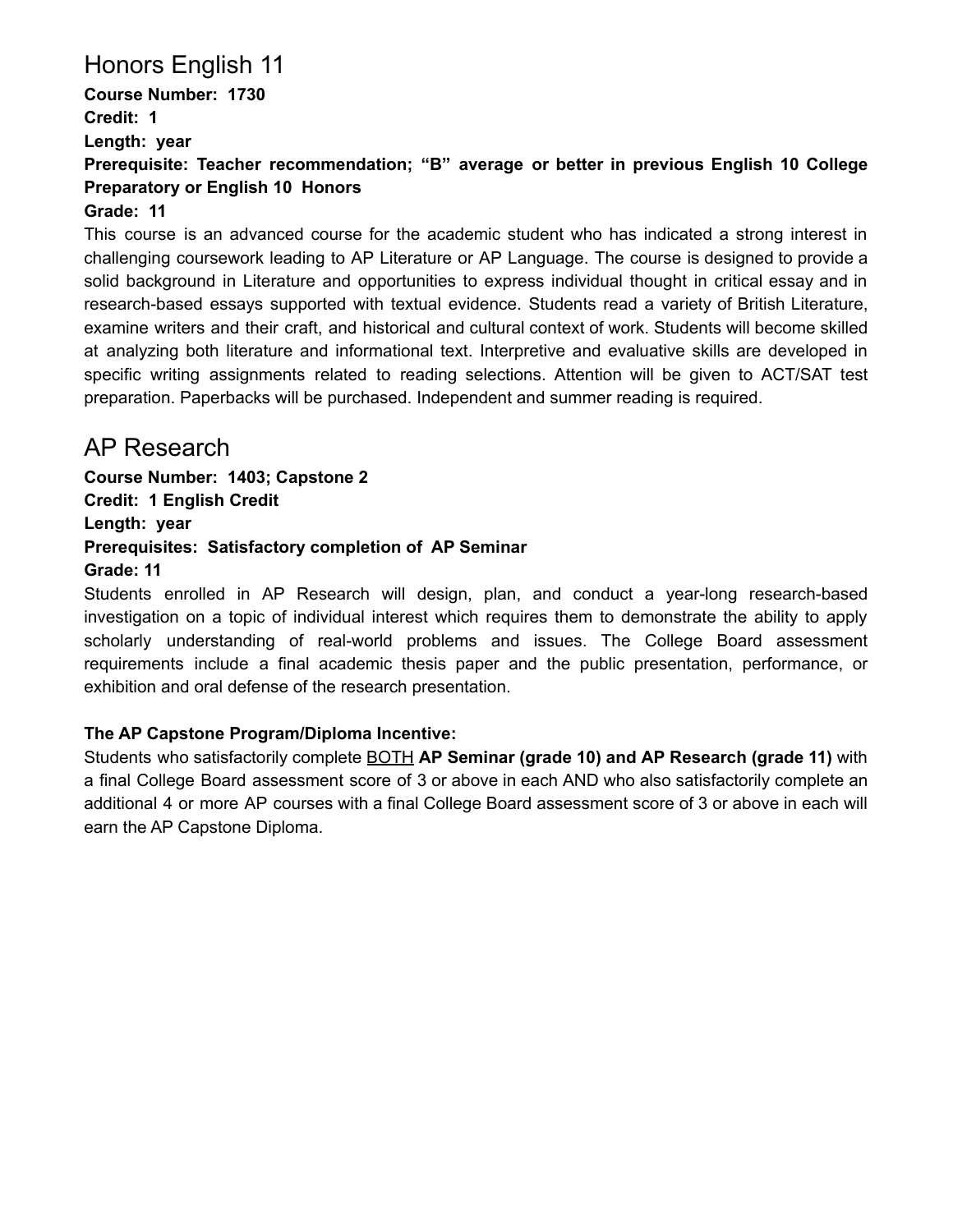## Honors English 11

**Course Number: 1730**
**Credit: 1**
**Length: year**
**Prerequisite: Teacher recommendation; "B" average or better in previous English 10 College Preparatory or English 10 Honors**
**Grade: 11**

This course is an advanced course for the academic student who has indicated a strong interest in challenging coursework leading to AP Literature or AP Language. The course is designed to provide a solid background in Literature and opportunities to express individual thought in critical essay and in research-based essays supported with textual evidence. Students read a variety of British Literature, examine writers and their craft, and historical and cultural context of work. Students will become skilled at analyzing both literature and informational text. Interpretive and evaluative skills are developed in specific writing assignments related to reading selections. Attention will be given to ACT/SAT test preparation. Paperbacks will be purchased. Independent and summer reading is required.

## AP Research

**Course Number: 1403; Capstone 2**
**Credit: 1 English Credit**
**Length: year**
**Prerequisites: Satisfactory completion of AP Seminar**
**Grade: 11**

Students enrolled in AP Research will design, plan, and conduct a year-long research-based investigation on a topic of individual interest which requires them to demonstrate the ability to apply scholarly understanding of real-world problems and issues. The College Board assessment requirements include a final academic thesis paper and the public presentation, performance, or exhibition and oral defense of the research presentation.

**The AP Capstone Program/Diploma Incentive:**

Students who satisfactorily complete <u>BOTH</u> **AP Seminar (grade 10) and AP Research (grade 11)** with a final College Board assessment score of 3 or above in each AND who also satisfactorily complete an additional 4 or more AP courses with a final College Board assessment score of 3 or above in each will earn the AP Capstone Diploma.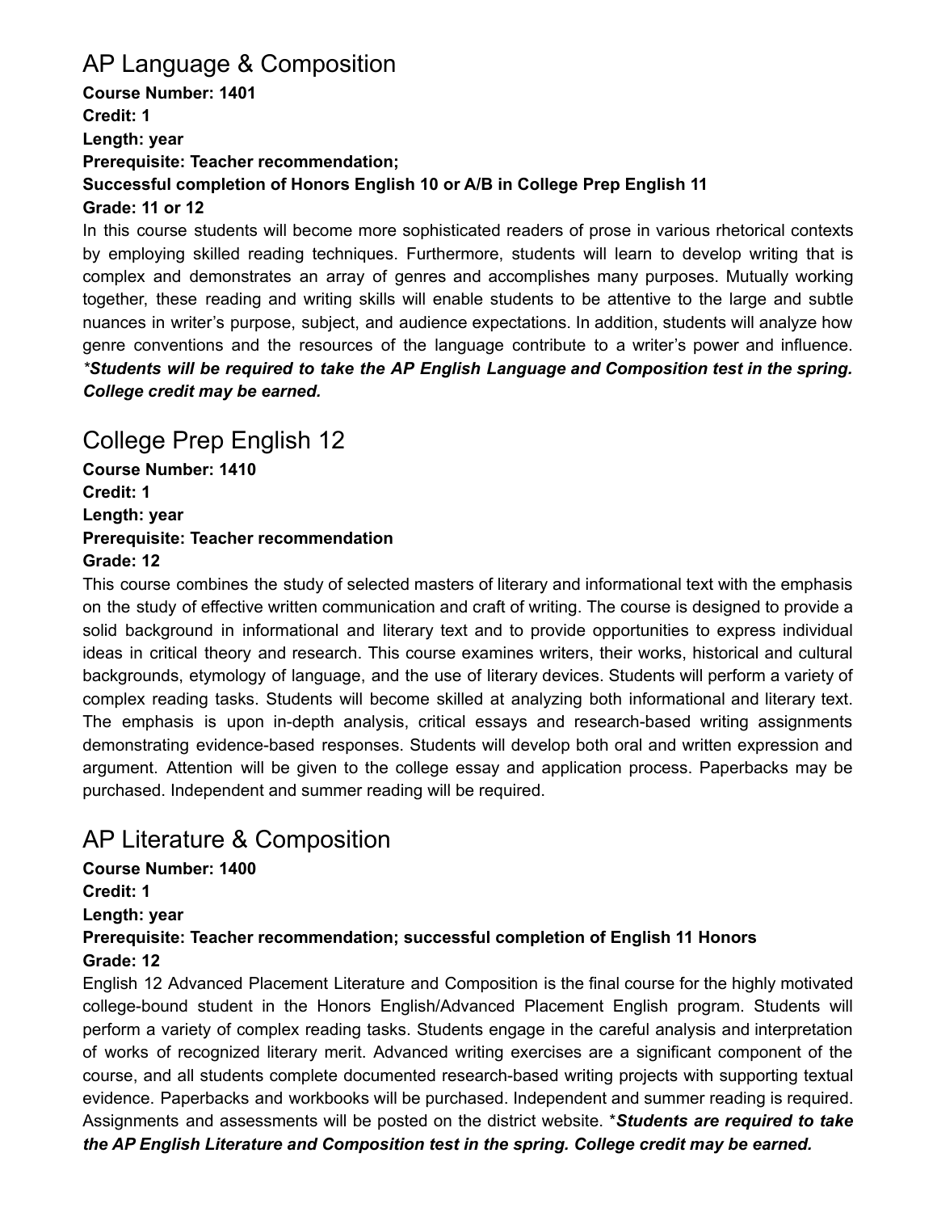## AP Language & Composition

**Course Number: 1401**
**Credit: 1**
**Length: year**
**Prerequisite: Teacher recommendation;**
**Successful completion of Honors English 10 or A/B in College Prep English 11**
**Grade: 11 or 12**

In this course students will become more sophisticated readers of prose in various rhetorical contexts by employing skilled reading techniques. Furthermore, students will learn to develop writing that is complex and demonstrates an array of genres and accomplishes many purposes. Mutually working together, these reading and writing skills will enable students to be attentive to the large and subtle nuances in writer's purpose, subject, and audience expectations. In addition, students will analyze how genre conventions and the resources of the language contribute to a writer's power and influence. ***Students will be required to take the AP English Language and Composition test in the spring. College credit may be earned.***

## College Prep English 12

**Course Number: 1410**
**Credit: 1**
**Length: year**
**Prerequisite: Teacher recommendation**
**Grade: 12**

This course combines the study of selected masters of literary and informational text with the emphasis on the study of effective written communication and craft of writing. The course is designed to provide a solid background in informational and literary text and to provide opportunities to express individual ideas in critical theory and research. This course examines writers, their works, historical and cultural backgrounds, etymology of language, and the use of literary devices. Students will perform a variety of complex reading tasks. Students will become skilled at analyzing both informational and literary text. The emphasis is upon in-depth analysis, critical essays and research-based writing assignments demonstrating evidence-based responses. Students will develop both oral and written expression and argument. Attention will be given to the college essay and application process. Paperbacks may be purchased. Independent and summer reading will be required.

## AP Literature & Composition

**Course Number: 1400**
**Credit: 1**
**Length: year**
**Prerequisite: Teacher recommendation; successful completion of English 11 Honors**
**Grade: 12**

English 12 Advanced Placement Literature and Composition is the final course for the highly motivated college-bound student in the Honors English/Advanced Placement English program. Students will perform a variety of complex reading tasks. Students engage in the careful analysis and interpretation of works of recognized literary merit. Advanced writing exercises are a significant component of the course, and all students complete documented research-based writing projects with supporting textual evidence. Paperbacks and workbooks will be purchased. Independent and summer reading is required. Assignments and assessments will be posted on the district website. ****Students are required to take the AP English Literature and Composition test in the spring. College credit may be earned.***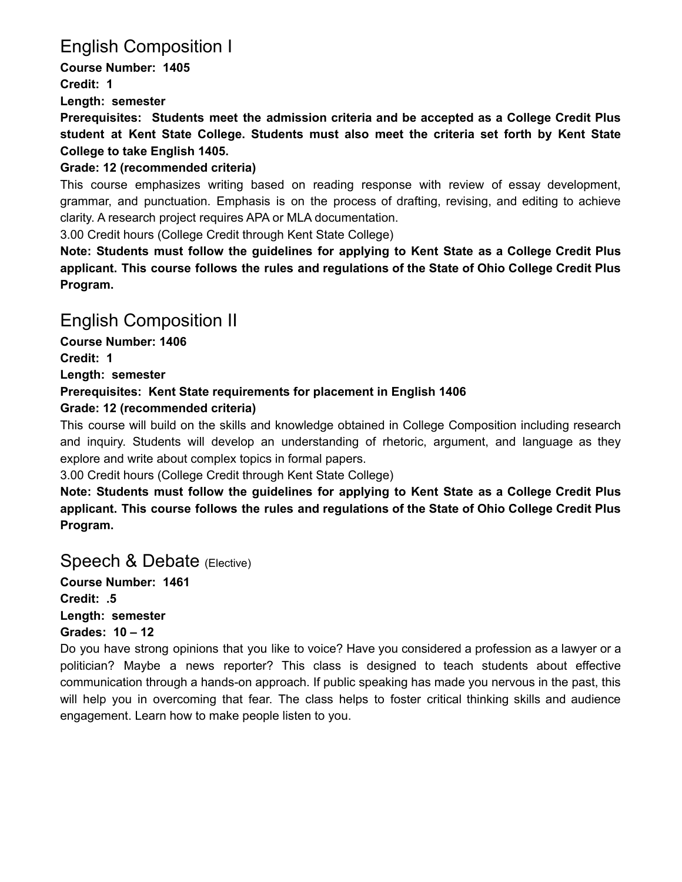## English Composition I

**Course Number: 1405**
**Credit: 1**
**Length: semester**
**Prerequisites: Students meet the admission criteria and be accepted as a College Credit Plus student at Kent State College. Students must also meet the criteria set forth by Kent State College to take English 1405.**
**Grade: 12 (recommended criteria)**

This course emphasizes writing based on reading response with review of essay development, grammar, and punctuation. Emphasis is on the process of drafting, revising, and editing to achieve clarity. A research project requires APA or MLA documentation.

3.00 Credit hours (College Credit through Kent State College)

**Note: Students must follow the guidelines for applying to Kent State as a College Credit Plus applicant. This course follows the rules and regulations of the State of Ohio College Credit Plus Program.**

## English Composition II

**Course Number: 1406**
**Credit: 1**
**Length: semester**
**Prerequisites: Kent State requirements for placement in English 1406**
**Grade: 12 (recommended criteria)**

This course will build on the skills and knowledge obtained in College Composition including research and inquiry. Students will develop an understanding of rhetoric, argument, and language as they explore and write about complex topics in formal papers.

3.00 Credit hours (College Credit through Kent State College)

**Note: Students must follow the guidelines for applying to Kent State as a College Credit Plus applicant. This course follows the rules and regulations of the State of Ohio College Credit Plus Program.**

## Speech & Debate (Elective)

**Course Number: 1461**
**Credit: .5**
**Length: semester**
**Grades: 10 – 12**

Do you have strong opinions that you like to voice? Have you considered a profession as a lawyer or a politician? Maybe a news reporter? This class is designed to teach students about effective communication through a hands-on approach. If public speaking has made you nervous in the past, this will help you in overcoming that fear. The class helps to foster critical thinking skills and audience engagement. Learn how to make people listen to you.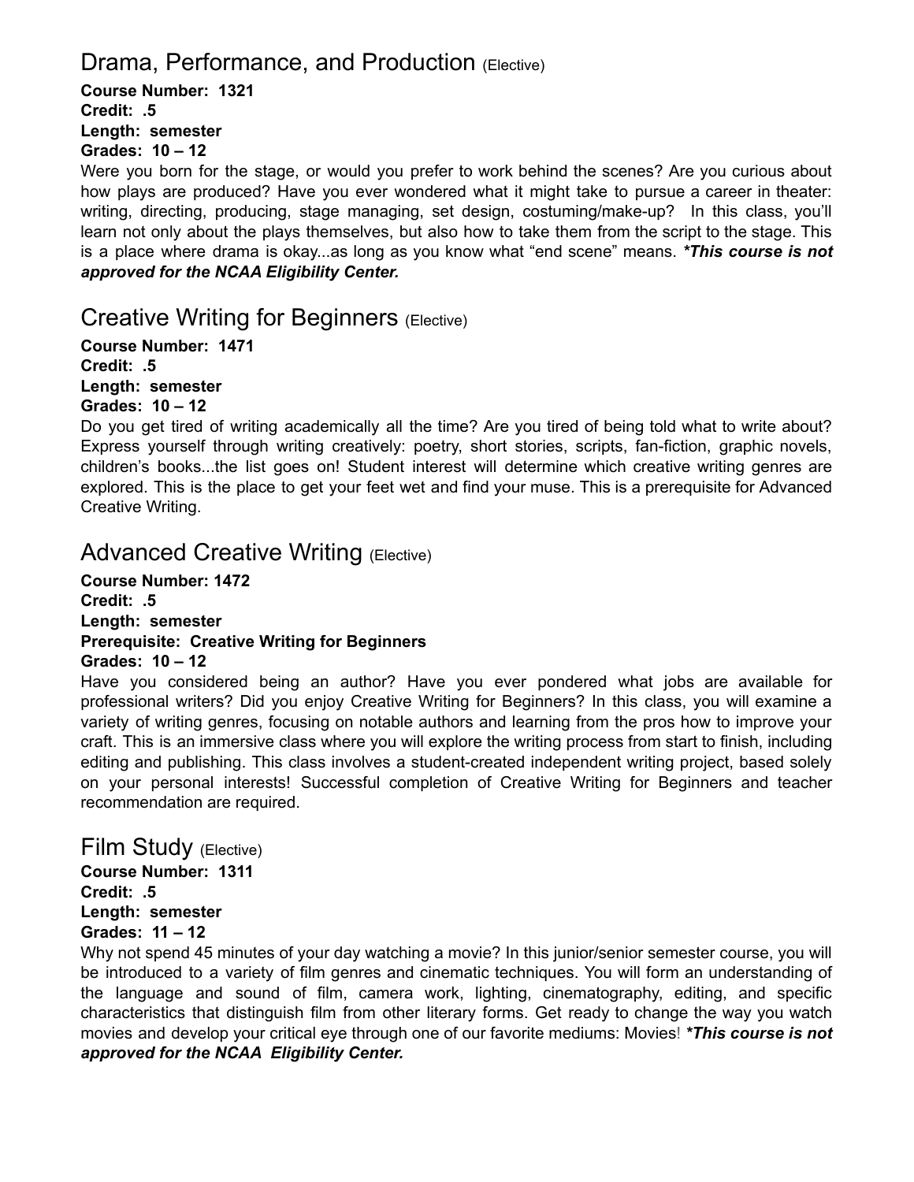## Drama, Performance, and Production (Elective)

**Course Number: 1321**
**Credit: .5**
**Length: semester**
**Grades: 10 – 12**

Were you born for the stage, or would you prefer to work behind the scenes? Are you curious about how plays are produced? Have you ever wondered what it might take to pursue a career in theater: writing, directing, producing, stage managing, set design, costuming/make-up? In this class, you'll learn not only about the plays themselves, but also how to take them from the script to the stage. This is a place where drama is okay...as long as you know what "end scene" means. ***This course is not approved for the NCAA Eligibility Center.***

## Creative Writing for Beginners (Elective)

**Course Number: 1471**
**Credit: .5**
**Length: semester**
**Grades: 10 – 12**

Do you get tired of writing academically all the time? Are you tired of being told what to write about? Express yourself through writing creatively: poetry, short stories, scripts, fan-fiction, graphic novels, children's books...the list goes on! Student interest will determine which creative writing genres are explored. This is the place to get your feet wet and find your muse. This is a prerequisite for Advanced Creative Writing.

## Advanced Creative Writing (Elective)

**Course Number: 1472**
**Credit: .5**
**Length: semester**
**Prerequisite: Creative Writing for Beginners**
**Grades: 10 – 12**

Have you considered being an author? Have you ever pondered what jobs are available for professional writers? Did you enjoy Creative Writing for Beginners? In this class, you will examine a variety of writing genres, focusing on notable authors and learning from the pros how to improve your craft. This is an immersive class where you will explore the writing process from start to finish, including editing and publishing. This class involves a student-created independent writing project, based solely on your personal interests! Successful completion of Creative Writing for Beginners and teacher recommendation are required.

## Film Study (Elective)

**Course Number: 1311**
**Credit: .5**
**Length: semester**
**Grades: 11 – 12**

Why not spend 45 minutes of your day watching a movie? In this junior/senior semester course, you will be introduced to a variety of film genres and cinematic techniques. You will form an understanding of the language and sound of film, camera work, lighting, cinematography, editing, and specific characteristics that distinguish film from other literary forms. Get ready to change the way you watch movies and develop your critical eye through one of our favorite mediums: Movies! ***This course is not approved for the NCAA Eligibility Center.***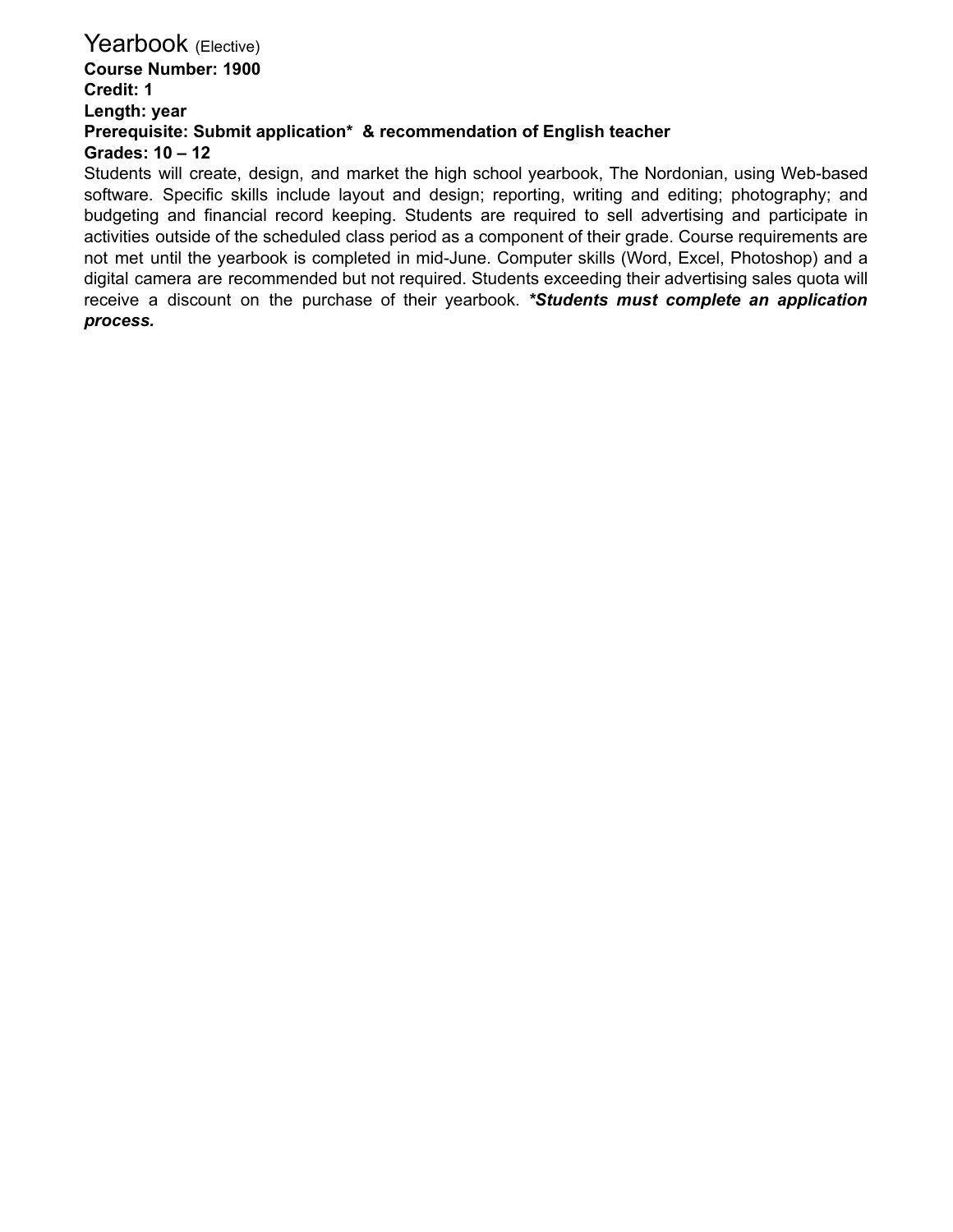## Yearbook (Elective)

**Course Number: 1900**
**Credit: 1**
**Length: year**
**Prerequisite: Submit application* & recommendation of English teacher**
**Grades: 10 – 12**

Students will create, design, and market the high school yearbook, The Nordonian, using Web-based software. Specific skills include layout and design; reporting, writing and editing; photography; and budgeting and financial record keeping. Students are required to sell advertising and participate in activities outside of the scheduled class period as a component of their grade. Course requirements are not met until the yearbook is completed in mid-June. Computer skills (Word, Excel, Photoshop) and a digital camera are recommended but not required. Students exceeding their advertising sales quota will receive a discount on the purchase of their yearbook. ***Students must complete an application process.***